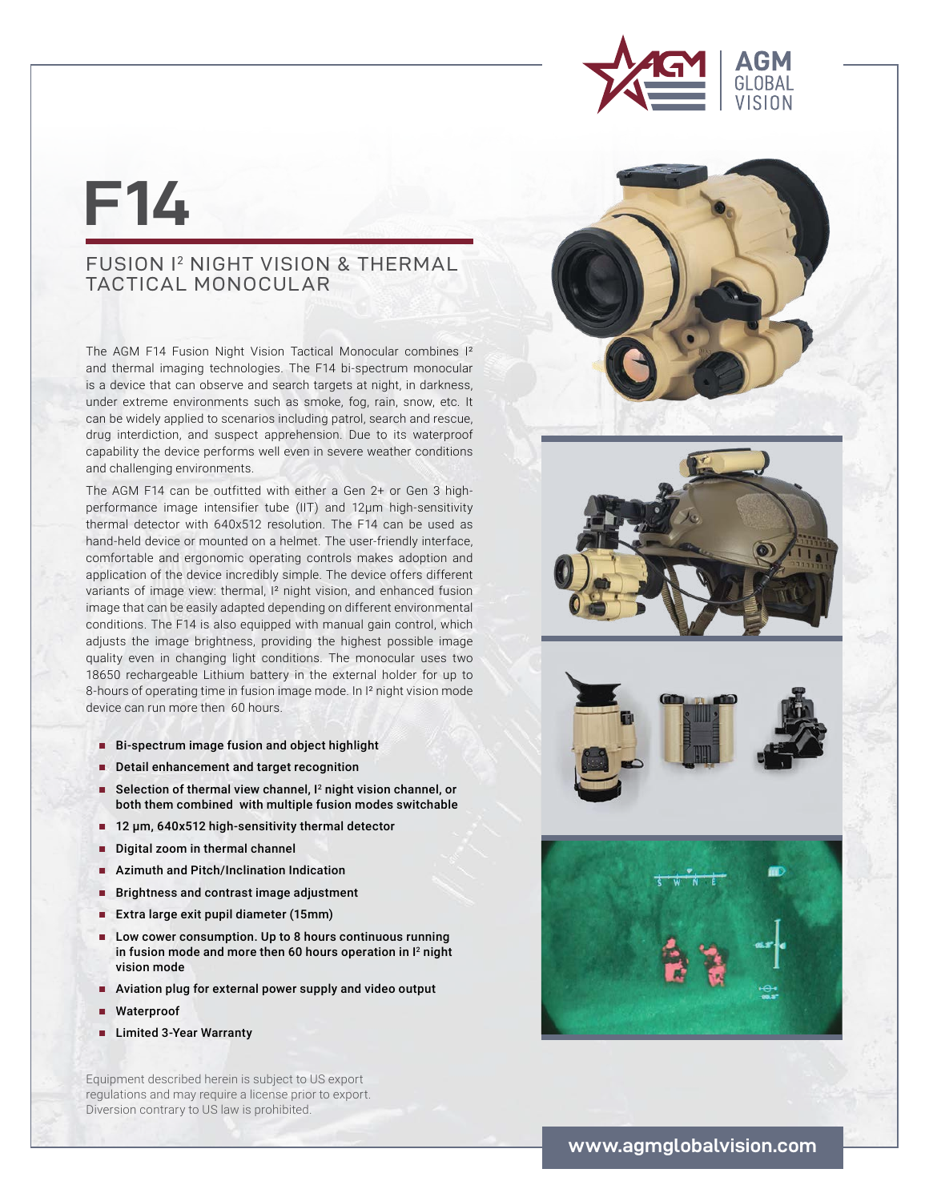# F14

## FUSION I² NIGHT VISION & THERMAL TACTICAL MONOCULAR

The AGM F14 Fusion Night Vision Tactical Monocular combines I² and thermal imaging technologies. The F14 bi-spectrum monocular is a device that can observe and search targets at night, in darkness, under extreme environments such as smoke, fog, rain, snow, etc. It can be widely applied to scenarios including patrol, search and rescue, drug interdiction, and suspect apprehension. Due to its waterproof capability the device performs well even in severe weather conditions and challenging environments.

The AGM F14 can be outfitted with either a Gen 2+ or Gen 3 high-performance image intensifier tube (IIT) and 12µm high-sensitivity thermal detector with 640x512 resolution. The F14 can be used as hand-held device or mounted on a helmet. The user-friendly interface, comfortable and ergonomic operating controls makes adoption and application of the device incredibly simple. The device offers different variants of image view: thermal, I² night vision, and enhanced fusion image that can be easily adapted depending on different environmental conditions. The F14 is also equipped with manual gain control, which adjusts the image brightness, providing the highest possible image quality even in changing light conditions. The monocular uses two 18650 rechargeable Lithium battery in the external holder for up to 8-hours of operating time in fusion image mode. In I² night vision mode device can run more then 60 hours.

- **Bi-spectrum image fusion and object highlight**
- **Detail enhancement and target recognition**
- **Selection of thermal view channel, I² night vision channel, or both them combined with multiple fusion modes switchable**
- **12 µm, 640x512 high-sensitivity thermal detector**
- **Digital zoom in thermal channel**
- **Azimuth and Pitch/Inclination Indication**
- **Brightness and contrast image adjustment**
- **Extra large exit pupil diameter (15mm)**
- **Low cower consumption. Up to 8 hours continuous running in fusion mode and more then 60 hours operation in I² night vision mode**
- **Aviation plug for external power supply and video output**
- **Waterproof**
- **Limited 3-Year Warranty**

Equipment described herein is subject to US export regulations and may require a license prior to export. Diversion contrary to US law is prohibited.

www.agmglobalvision.com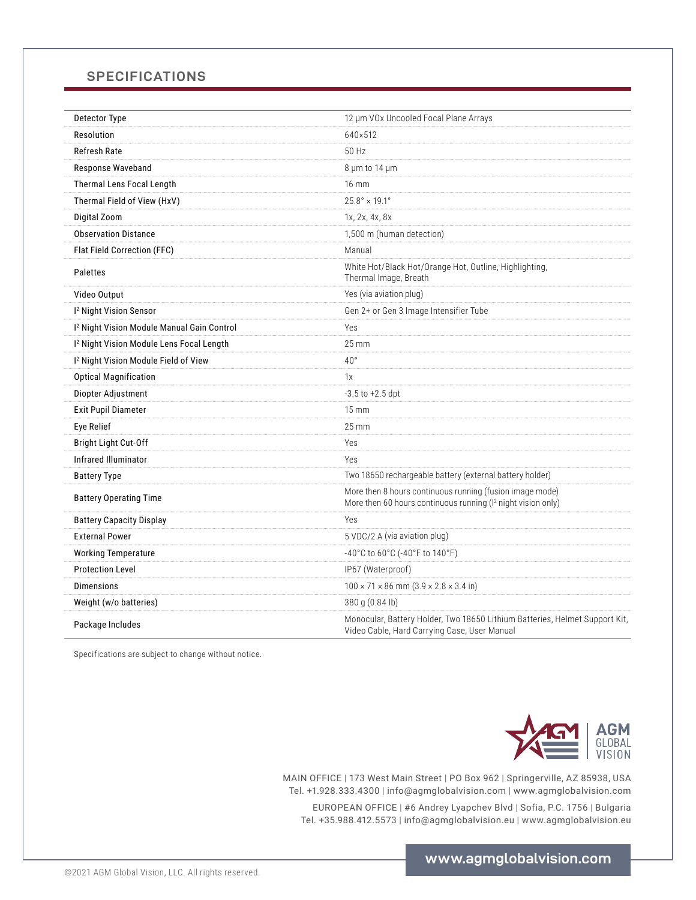## SPECIFICATIONS

| | |
|---|---|
| Detector Type | 12 µm VOx Uncooled Focal Plane Arrays |
| Resolution | 640×512 |
| Refresh Rate | 50 Hz |
| Response Waveband | 8 µm to 14 µm |
| Thermal Lens Focal Length | 16 mm |
| Thermal Field of View (HxV) | 25.8° × 19.1° |
| Digital Zoom | 1x, 2x, 4x, 8x |
| Observation Distance | 1,500 m (human detection) |
| Flat Field Correction (FFC) | Manual |
| Palettes | White Hot/Black Hot/Orange Hot, Outline, Highlighting, Thermal Image, Breath |
| Video Output | Yes (via aviation plug) |
| $I^2$ Night Vision Sensor | Gen 2+ or Gen 3 Image Intensifier Tube |
| $I^2$ Night Vision Module Manual Gain Control | Yes |
| $I^2$ Night Vision Module Lens Focal Length | 25 mm |
| $I^2$ Night Vision Module Field of View | 40° |
| Optical Magnification | 1x |
| Diopter Adjustment | -3.5 to +2.5 dpt |
| Exit Pupil Diameter | 15 mm |
| Eye Relief | 25 mm |
| Bright Light Cut-Off | Yes |
| Infrared Illuminator | Yes |
| Battery Type | Two 18650 rechargeable battery (external battery holder) |
| Battery Operating Time | More then 8 hours continuous running (fusion image mode)<br>More then 60 hours continuous running ($I^2$ night vision only) |
| Battery Capacity Display | Yes |
| External Power | 5 VDC/2 A (via aviation plug) |
| Working Temperature | -40°C to 60°C (-40°F to 140°F) |
| Protection Level | IP67 (Waterproof) |
| Dimensions | 100 × 71 × 86 mm (3.9 × 2.8 × 3.4 in) |
| Weight (w/o batteries) | 380 g (0.84 lb) |
| Package Includes | Monocular, Battery Holder, Two 18650 Lithium Batteries, Helmet Support Kit, Video Cable, Hard Carrying Case, User Manual |

Specifications are subject to change without notice.

AGM GLOBAL VISION

MAIN OFFICE | 173 West Main Street | PO Box 962 | Springerville, AZ 85938, USA
Tel. +1.928.333.4300 | info@agmglobalvision.com | www.agmglobalvision.com

EUROPEAN OFFICE | #6 Andrey Lyapchev Blvd | Sofia, P.C. 1756 | Bulgaria
Tel. +35.988.412.5573 | info@agmglobalvision.eu | www.agmglobalvision.eu

www.agmglobalvision.com

©2021 AGM Global Vision, LLC. All rights reserved.